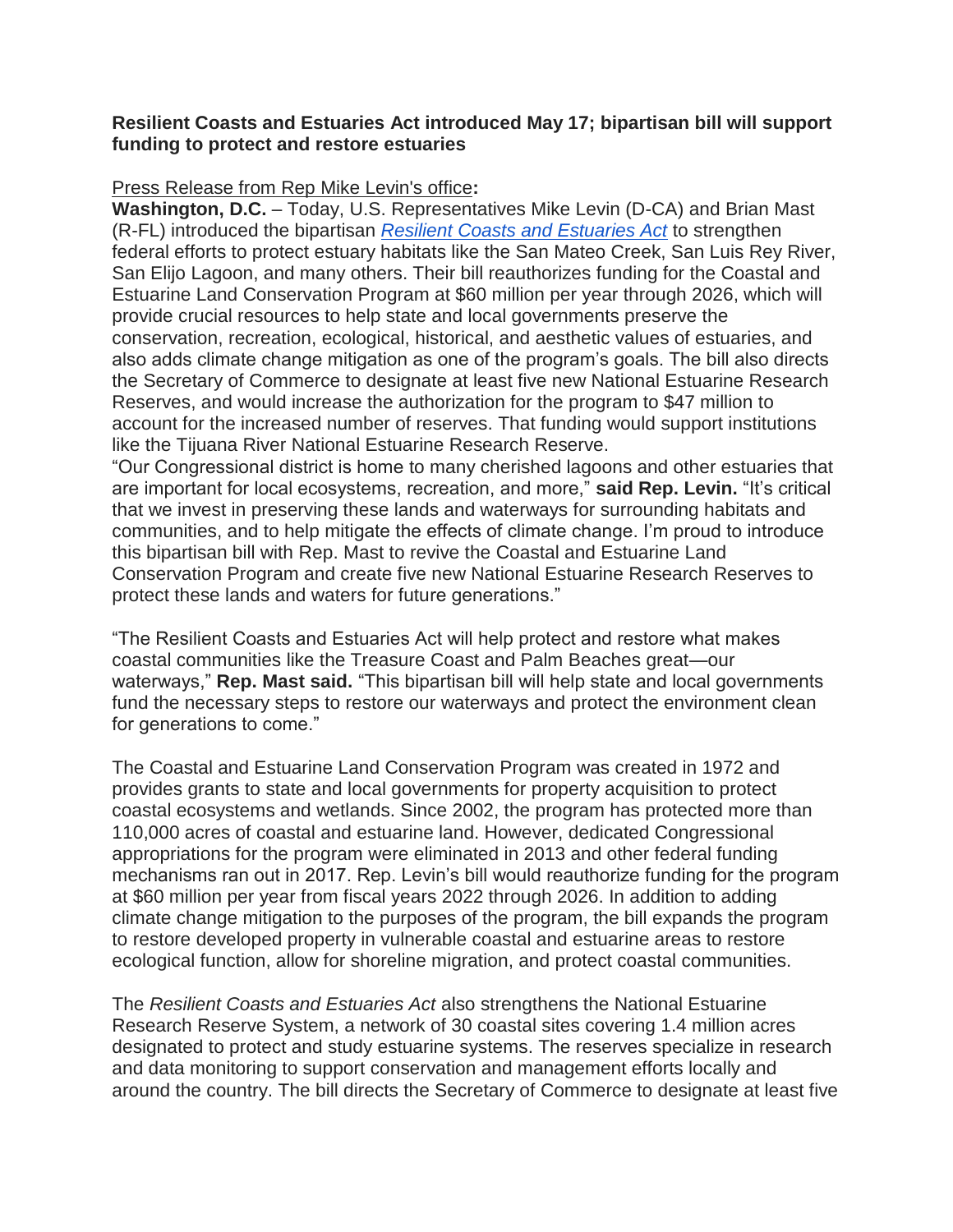**Resilient Coasts and Estuaries Act introduced May 17; bipartisan bill will support funding to protect and restore estuaries**

Press Release from Rep Mike Levin's office**:**

**Washington, D.C.** – Today, U.S. Representatives Mike Levin (D-CA) and Brian Mast (R-FL) introduced the bipartisan *Resilient Coasts and Estuaries Act* to strengthen federal efforts to protect estuary habitats like the San Mateo Creek, San Luis Rey River, San Elijo Lagoon, and many others. Their bill reauthorizes funding for the Coastal and Estuarine Land Conservation Program at $60 million per year through 2026, which will provide crucial resources to help state and local governments preserve the conservation, recreation, ecological, historical, and aesthetic values of estuaries, and also adds climate change mitigation as one of the program's goals. The bill also directs the Secretary of Commerce to designate at least five new National Estuarine Research Reserves, and would increase the authorization for the program to $47 million to account for the increased number of reserves. That funding would support institutions like the Tijuana River National Estuarine Research Reserve.

"Our Congressional district is home to many cherished lagoons and other estuaries that are important for local ecosystems, recreation, and more," **said Rep. Levin.** "It's critical that we invest in preserving these lands and waterways for surrounding habitats and communities, and to help mitigate the effects of climate change. I'm proud to introduce this bipartisan bill with Rep. Mast to revive the Coastal and Estuarine Land Conservation Program and create five new National Estuarine Research Reserves to protect these lands and waters for future generations."

"The Resilient Coasts and Estuaries Act will help protect and restore what makes coastal communities like the Treasure Coast and Palm Beaches great—our waterways," **Rep. Mast said.** "This bipartisan bill will help state and local governments fund the necessary steps to restore our waterways and protect the environment clean for generations to come."

The Coastal and Estuarine Land Conservation Program was created in 1972 and provides grants to state and local governments for property acquisition to protect coastal ecosystems and wetlands. Since 2002, the program has protected more than 110,000 acres of coastal and estuarine land. However, dedicated Congressional appropriations for the program were eliminated in 2013 and other federal funding mechanisms ran out in 2017. Rep. Levin's bill would reauthorize funding for the program at $60 million per year from fiscal years 2022 through 2026. In addition to adding climate change mitigation to the purposes of the program, the bill expands the program to restore developed property in vulnerable coastal and estuarine areas to restore ecological function, allow for shoreline migration, and protect coastal communities.

The *Resilient Coasts and Estuaries Act* also strengthens the National Estuarine Research Reserve System, a network of 30 coastal sites covering 1.4 million acres designated to protect and study estuarine systems. The reserves specialize in research and data monitoring to support conservation and management efforts locally and around the country. The bill directs the Secretary of Commerce to designate at least five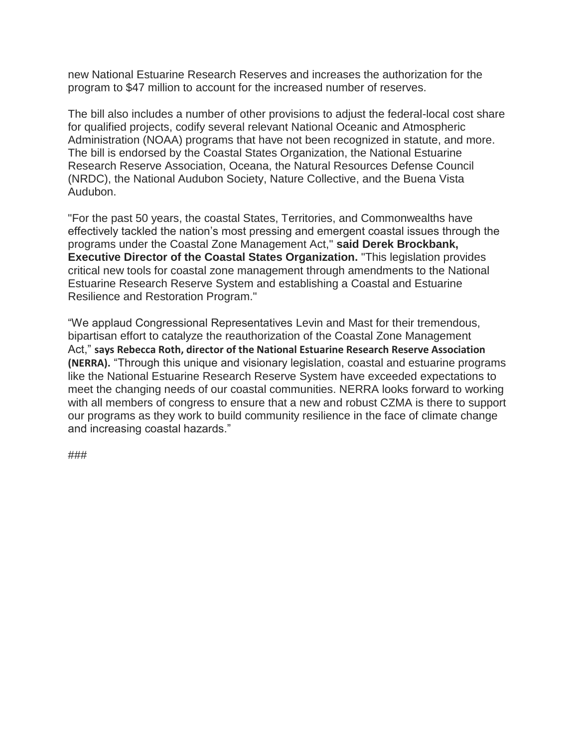new National Estuarine Research Reserves and increases the authorization for the program to $47 million to account for the increased number of reserves.

The bill also includes a number of other provisions to adjust the federal-local cost share for qualified projects, codify several relevant National Oceanic and Atmospheric Administration (NOAA) programs that have not been recognized in statute, and more. The bill is endorsed by the Coastal States Organization, the National Estuarine Research Reserve Association, Oceana, the Natural Resources Defense Council (NRDC), the National Audubon Society, Nature Collective, and the Buena Vista Audubon.

"For the past 50 years, the coastal States, Territories, and Commonwealths have effectively tackled the nation's most pressing and emergent coastal issues through the programs under the Coastal Zone Management Act," **said Derek Brockbank, Executive Director of the Coastal States Organization.** "This legislation provides critical new tools for coastal zone management through amendments to the National Estuarine Research Reserve System and establishing a Coastal and Estuarine Resilience and Restoration Program."

"We applaud Congressional Representatives Levin and Mast for their tremendous, bipartisan effort to catalyze the reauthorization of the Coastal Zone Management Act," **says Rebecca Roth, director of the National Estuarine Research Reserve Association (NERRA).** "Through this unique and visionary legislation, coastal and estuarine programs like the National Estuarine Research Reserve System have exceeded expectations to meet the changing needs of our coastal communities. NERRA looks forward to working with all members of congress to ensure that a new and robust CZMA is there to support our programs as they work to build community resilience in the face of climate change and increasing coastal hazards."

###